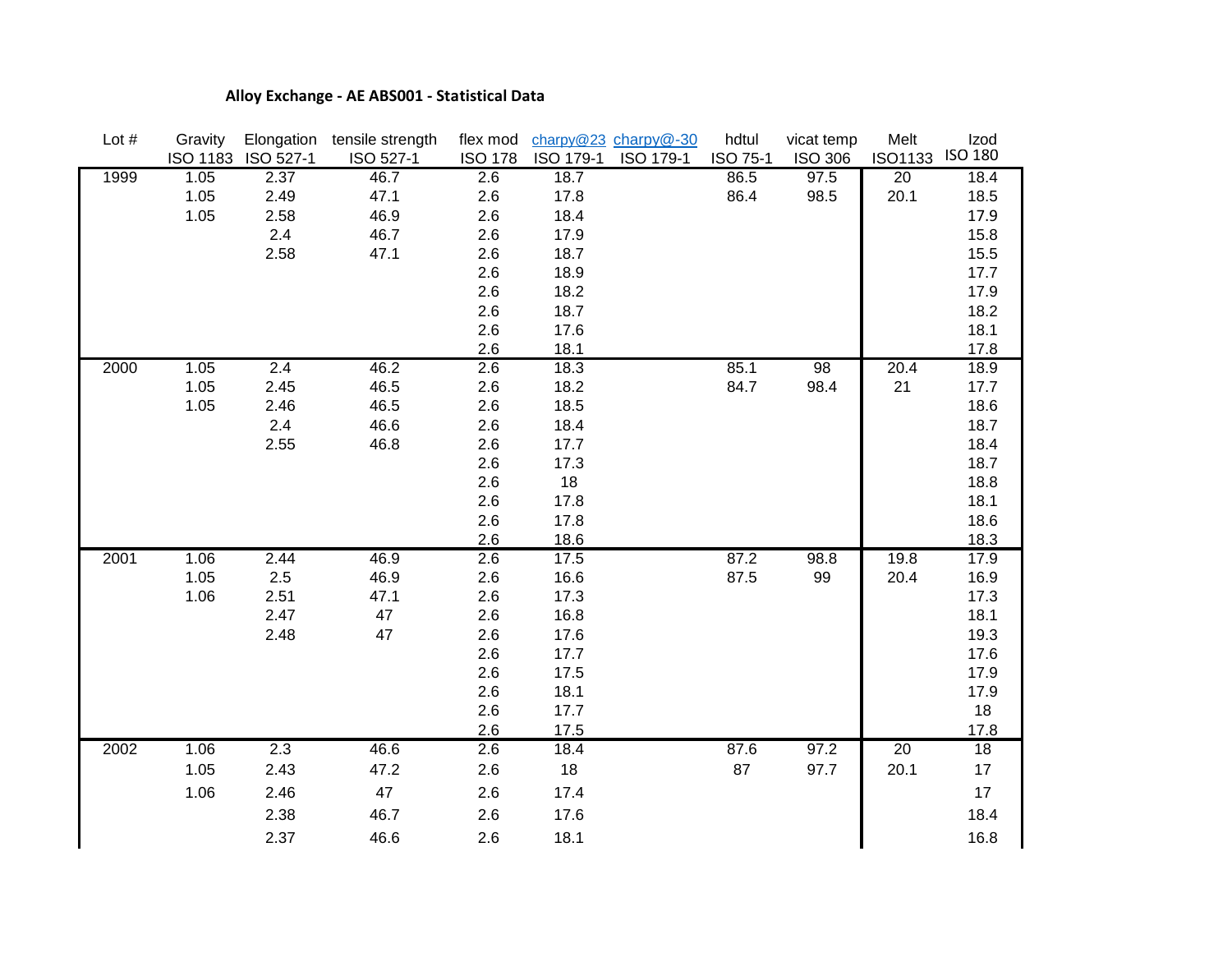**Alloy Exchange - AE ABS001 - Statistical Data**

| Lot # | Gravity ISO 1183 | Elongation ISO 527-1 | tensile strength ISO 527-1 | flex mod ISO 178 | charpy@23 ISO 179-1 | charpy@-30 ISO 179-1 | hdtul ISO 75-1 | vicat temp ISO 306 | Melt ISO1133 | Izod ISO 180 |
|---|---|---|---|---|---|---|---|---|---|---|
| 1999 | 1.05 | 2.37 | 46.7 | 2.6 | 18.7 | | 86.5 | 97.5 | 20 | 18.4 |
| | 1.05 | 2.49 | 47.1 | 2.6 | 17.8 | | 86.4 | 98.5 | 20.1 | 18.5 |
| | 1.05 | 2.58 | 46.9 | 2.6 | 18.4 | | | | | 17.9 |
| | | 2.4 | 46.7 | 2.6 | 17.9 | | | | | 15.8 |
| | | 2.58 | 47.1 | 2.6 | 18.7 | | | | | 15.5 |
| | | | | 2.6 | 18.9 | | | | | 17.7 |
| | | | | 2.6 | 18.2 | | | | | 17.9 |
| | | | | 2.6 | 18.7 | | | | | 18.2 |
| | | | | 2.6 | 17.6 | | | | | 18.1 |
| | | | | 2.6 | 18.1 | | | | | 17.8 |
| 2000 | 1.05 | 2.4 | 46.2 | 2.6 | 18.3 | | 85.1 | 98 | 20.4 | 18.9 |
| | 1.05 | 2.45 | 46.5 | 2.6 | 18.2 | | 84.7 | 98.4 | 21 | 17.7 |
| | 1.05 | 2.46 | 46.5 | 2.6 | 18.5 | | | | | 18.6 |
| | | 2.4 | 46.6 | 2.6 | 18.4 | | | | | 18.7 |
| | | 2.55 | 46.8 | 2.6 | 17.7 | | | | | 18.4 |
| | | | | 2.6 | 17.3 | | | | | 18.7 |
| | | | | 2.6 | 18 | | | | | 18.8 |
| | | | | 2.6 | 17.8 | | | | | 18.1 |
| | | | | 2.6 | 17.8 | | | | | 18.6 |
| | | | | 2.6 | 18.6 | | | | | 18.3 |
| 2001 | 1.06 | 2.44 | 46.9 | 2.6 | 17.5 | | 87.2 | 98.8 | 19.8 | 17.9 |
| | 1.05 | 2.5 | 46.9 | 2.6 | 16.6 | | 87.5 | 99 | 20.4 | 16.9 |
| | 1.06 | 2.51 | 47.1 | 2.6 | 17.3 | | | | | 17.3 |
| | | 2.47 | 47 | 2.6 | 16.8 | | | | | 18.1 |
| | | 2.48 | 47 | 2.6 | 17.6 | | | | | 19.3 |
| | | | | 2.6 | 17.7 | | | | | 17.6 |
| | | | | 2.6 | 17.5 | | | | | 17.9 |
| | | | | 2.6 | 18.1 | | | | | 17.9 |
| | | | | 2.6 | 17.7 | | | | | 18 |
| | | | | 2.6 | 17.5 | | | | | 17.8 |
| 2002 | 1.06 | 2.3 | 46.6 | 2.6 | 18.4 | | 87.6 | 97.2 | 20 | 18 |
| | 1.05 | 2.43 | 47.2 | 2.6 | 18 | | 87 | 97.7 | 20.1 | 17 |
| | 1.06 | 2.46 | 47 | 2.6 | 17.4 | | | | | 17 |
| | | 2.38 | 46.7 | 2.6 | 17.6 | | | | | 18.4 |
| | | 2.37 | 46.6 | 2.6 | 18.1 | | | | | 16.8 |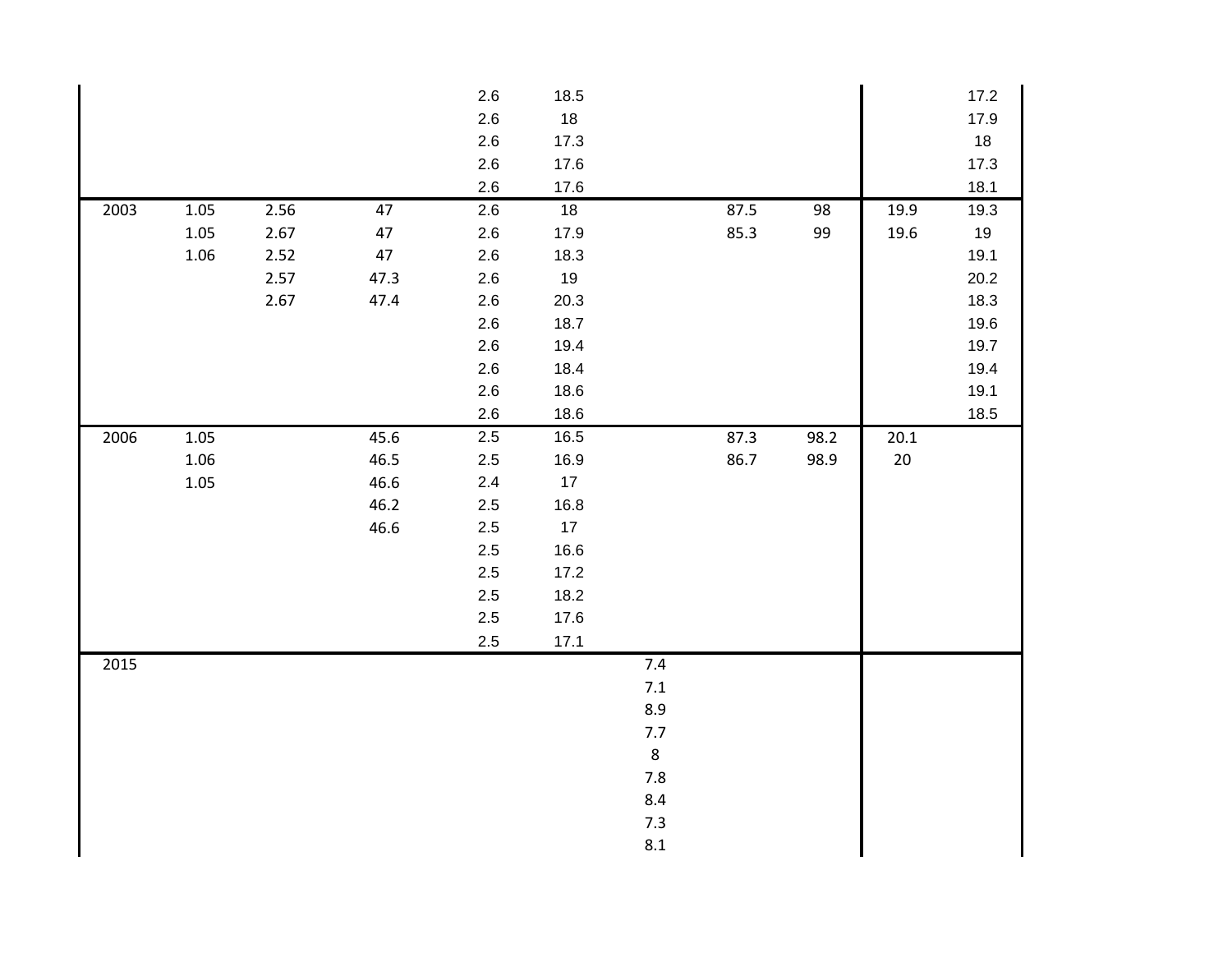| | | | | | | | | | | |
|---|---|---|---|---|---|---|---|---|---|---|
| | | | | 2.6 | 18.5 | | | | | 17.2 |
| | | | | 2.6 | 18 | | | | | 17.9 |
| | | | | 2.6 | 17.3 | | | | | 18 |
| | | | | 2.6 | 17.6 | | | | | 17.3 |
| | | | | 2.6 | 17.6 | | | | | 18.1 |
| 2003 | 1.05 | 2.56 | 47 | 2.6 | 18 | | 87.5 | 98 | 19.9 | 19.3 |
| | 1.05 | 2.67 | 47 | 2.6 | 17.9 | | 85.3 | 99 | 19.6 | 19 |
| | 1.06 | 2.52 | 47 | 2.6 | 18.3 | | | | | 19.1 |
| | | 2.57 | 47.3 | 2.6 | 19 | | | | | 20.2 |
| | | 2.67 | 47.4 | 2.6 | 20.3 | | | | | 18.3 |
| | | | | 2.6 | 18.7 | | | | | 19.6 |
| | | | | 2.6 | 19.4 | | | | | 19.7 |
| | | | | 2.6 | 18.4 | | | | | 19.4 |
| | | | | 2.6 | 18.6 | | | | | 19.1 |
| | | | | 2.6 | 18.6 | | | | | 18.5 |
| 2006 | 1.05 | | 45.6 | 2.5 | 16.5 | | 87.3 | 98.2 | 20.1 | |
| | 1.06 | | 46.5 | 2.5 | 16.9 | | 86.7 | 98.9 | 20 | |
| | 1.05 | | 46.6 | 2.4 | 17 | | | | | |
| | | | 46.2 | 2.5 | 16.8 | | | | | |
| | | | 46.6 | 2.5 | 17 | | | | | |
| | | | | 2.5 | 16.6 | | | | | |
| | | | | 2.5 | 17.2 | | | | | |
| | | | | 2.5 | 18.2 | | | | | |
| | | | | 2.5 | 17.6 | | | | | |
| | | | | 2.5 | 17.1 | | | | | |
| 2015 | | | | | | 7.4 | | | | |
| | | | | | | 7.1 | | | | |
| | | | | | | 8.9 | | | | |
| | | | | | | 7.7 | | | | |
| | | | | | | 8 | | | | |
| | | | | | | 7.8 | | | | |
| | | | | | | 8.4 | | | | |
| | | | | | | 7.3 | | | | |
| | | | | | | 8.1 | | | | |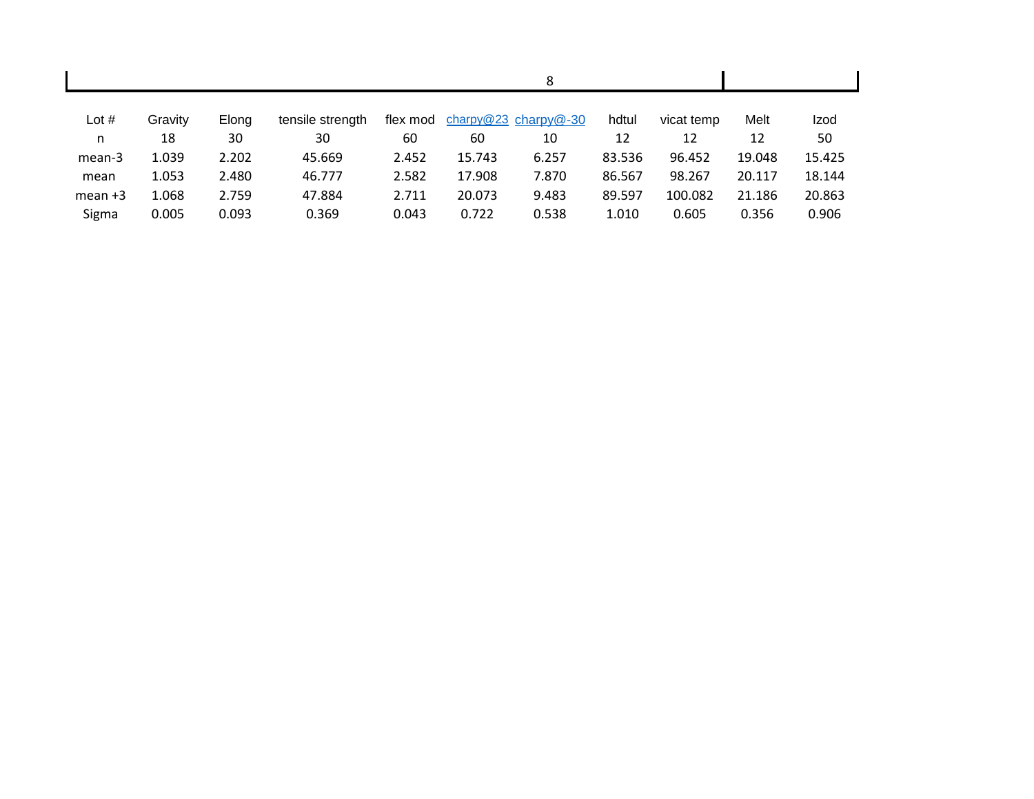8

| Lot # | Gravity | Elong | tensile strength | flex mod | charpy@23 | charpy@-30 | hdtul | vicat temp | Melt | Izod |
|---|---|---|---|---|---|---|---|---|---|---|
| n | 18 | 30 | 30 | 60 | 60 | 10 | 12 | 12 | 12 | 50 |
| mean-3 | 1.039 | 2.202 | 45.669 | 2.452 | 15.743 | 6.257 | 83.536 | 96.452 | 19.048 | 15.425 |
| mean | 1.053 | 2.480 | 46.777 | 2.582 | 17.908 | 7.870 | 86.567 | 98.267 | 20.117 | 18.144 |
| mean +3 | 1.068 | 2.759 | 47.884 | 2.711 | 20.073 | 9.483 | 89.597 | 100.082 | 21.186 | 20.863 |
| Sigma | 0.005 | 0.093 | 0.369 | 0.043 | 0.722 | 0.538 | 1.010 | 0.605 | 0.356 | 0.906 |